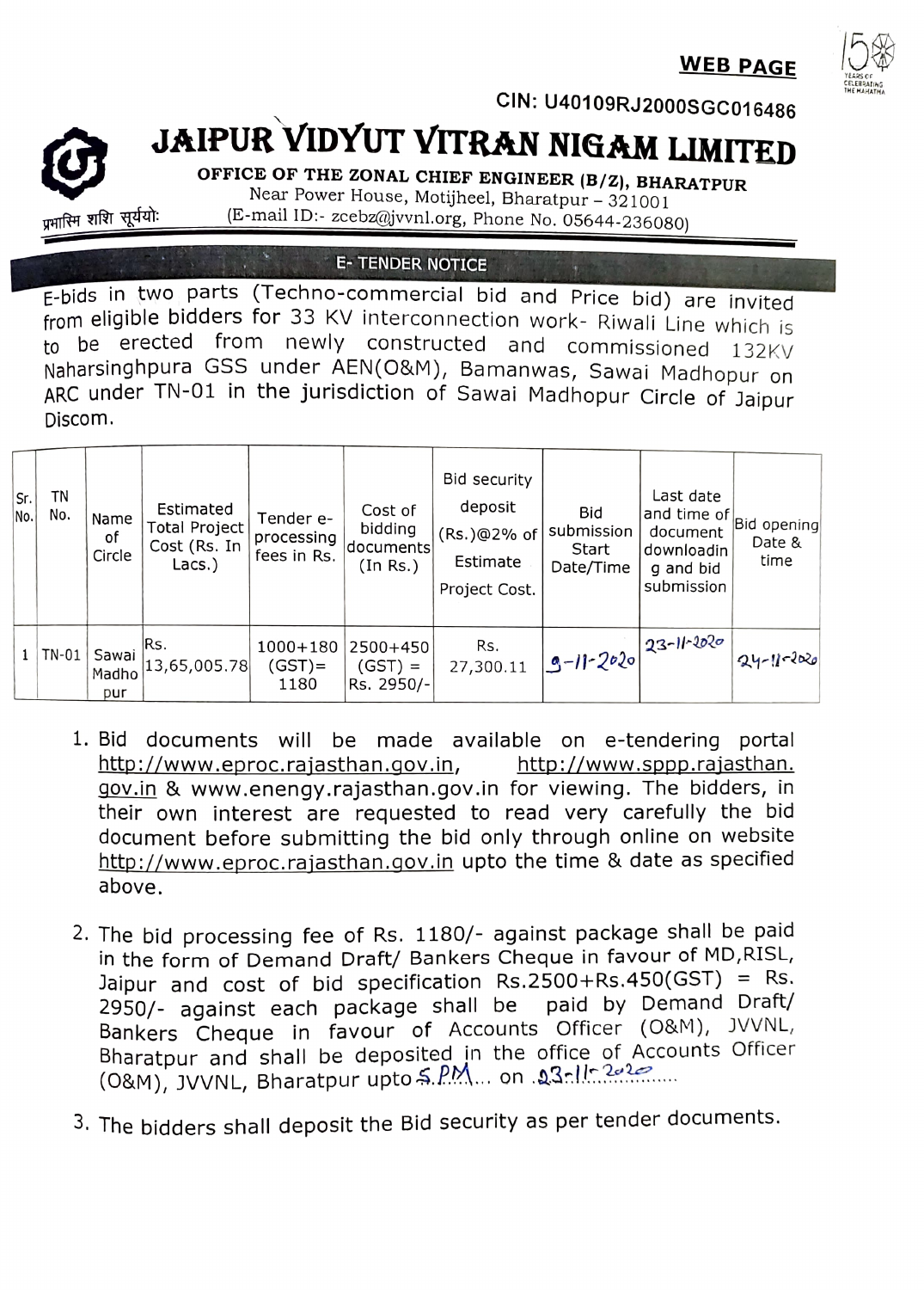**WEB PAGE**

CIN: U40109RJ2000SGC016486

# JAIPUR VIDYUT VITRAN NIGAM LIMITED

**OFFICE OF THE ZONAL CHIEF ENGINEER (B/Z), BHARATPUR**
Near Power House, Motijheel, Bharatpur – 321001
(E-mail ID:- zcebz@jvvnl.org, Phone No. 05644-236080)

प्रभास्मि शशि सूर्ययोः

## E- TENDER NOTICE

E-bids in two parts (Techno-commercial bid and Price bid) are invited from eligible bidders for 33 KV interconnection work- Riwali Line which is to be erected from newly constructed and commissioned 132KV Naharsinghpura GSS under AEN(O&M), Bamanwas, Sawai Madhopur on ARC under TN-01 in the jurisdiction of Sawai Madhopur Circle of Jaipur Discom.

| Sr. No. | TN No. | Name of Circle | Estimated Total Project Cost (Rs. In Lacs.) | Tender e-processing fees in Rs. | Cost of bidding documents (In Rs.) | Bid security deposit (Rs.)@2% of Estimate Project Cost. | Bid submission Start Date/Time | Last date and time of document downloading and bid submission | Bid opening Date & time |
|---|---|---|---|---|---|---|---|---|---|
| 1 | TN-01 | Sawai Madhopur | Rs. 13,65,005.78 | 1000+180 (GST)= 1180 | 2500+450 (GST) = Rs. 2950/- | Rs. 27,300.11 | 9-11-2020 | 23-11-2020 | 24-11-2020 |

1. Bid documents will be made available on e-tendering portal http://www.eproc.rajasthan.gov.in, http://www.sppp.rajasthan.gov.in & www.enengy.rajasthan.gov.in for viewing. The bidders, in their own interest are requested to read very carefully the bid document before submitting the bid only through online on website http://www.eproc.rajasthan.gov.in upto the time & date as specified above.

2. The bid processing fee of Rs. 1180/- against package shall be paid in the form of Demand Draft/ Bankers Cheque in favour of MD,RISL, Jaipur and cost of bid specification Rs.2500+Rs.450(GST) = Rs. 2950/- against each package shall be paid by Demand Draft/ Bankers Cheque in favour of Accounts Officer (O&M), JVVNL, Bharatpur and shall be deposited in the office of Accounts Officer (O&M), JVVNL, Bharatpur upto 5 PM... on 23-11-2020......

3. The bidders shall deposit the Bid security as per tender documents.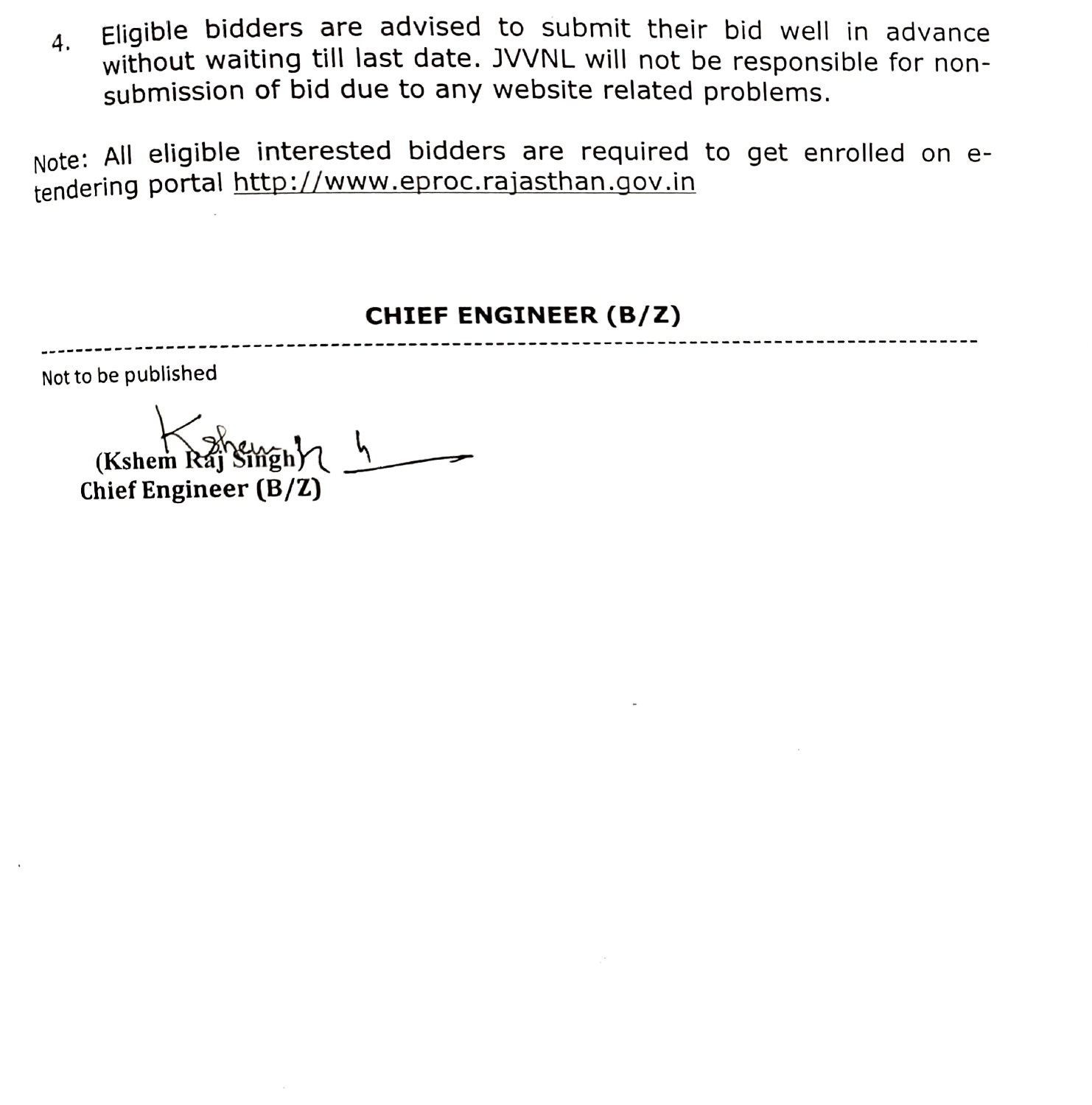4. Eligible bidders are advised to submit their bid well in advance without waiting till last date. JVVNL will not be responsible for non-submission of bid due to any website related problems.

Note: All eligible interested bidders are required to get enrolled on e-tendering portal http://www.eproc.rajasthan.gov.in

**CHIEF ENGINEER (B/Z)**

---

Not to be published

**(Kshem Raj Singh)**
**Chief Engineer (B/Z)**